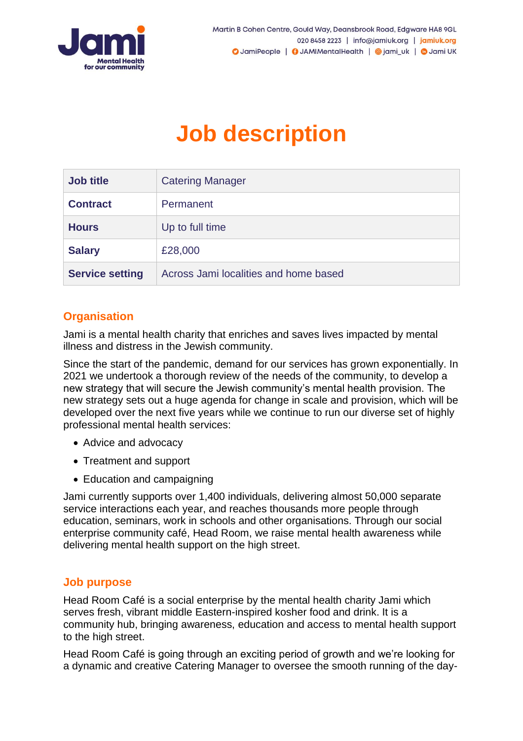Martin B Cohen Centre, Gould Way, Deansbrook Road, Edgware HA8 9GL
020 8458 2223 | info@jamiuk.org | jamiuk.org
JamiPeople | JAMIMentalHealth | jami_uk | Jami UK

# Job description

| Job title | Catering Manager |
|---|---|
| Contract | Permanent |
| Hours | Up to full time |
| Salary | £28,000 |
| Service setting | Across Jami localities and home based |

## Organisation

Jami is a mental health charity that enriches and saves lives impacted by mental illness and distress in the Jewish community.

Since the start of the pandemic, demand for our services has grown exponentially. In 2021 we undertook a thorough review of the needs of the community, to develop a new strategy that will secure the Jewish community's mental health provision. The new strategy sets out a huge agenda for change in scale and provision, which will be developed over the next five years while we continue to run our diverse set of highly professional mental health services:

- Advice and advocacy
- Treatment and support
- Education and campaigning

Jami currently supports over 1,400 individuals, delivering almost 50,000 separate service interactions each year, and reaches thousands more people through education, seminars, work in schools and other organisations. Through our social enterprise community café, Head Room, we raise mental health awareness while delivering mental health support on the high street.

## Job purpose

Head Room Café is a social enterprise by the mental health charity Jami which serves fresh, vibrant middle Eastern-inspired kosher food and drink. It is a community hub, bringing awareness, education and access to mental health support to the high street.

Head Room Café is going through an exciting period of growth and we're looking for a dynamic and creative Catering Manager to oversee the smooth running of the day-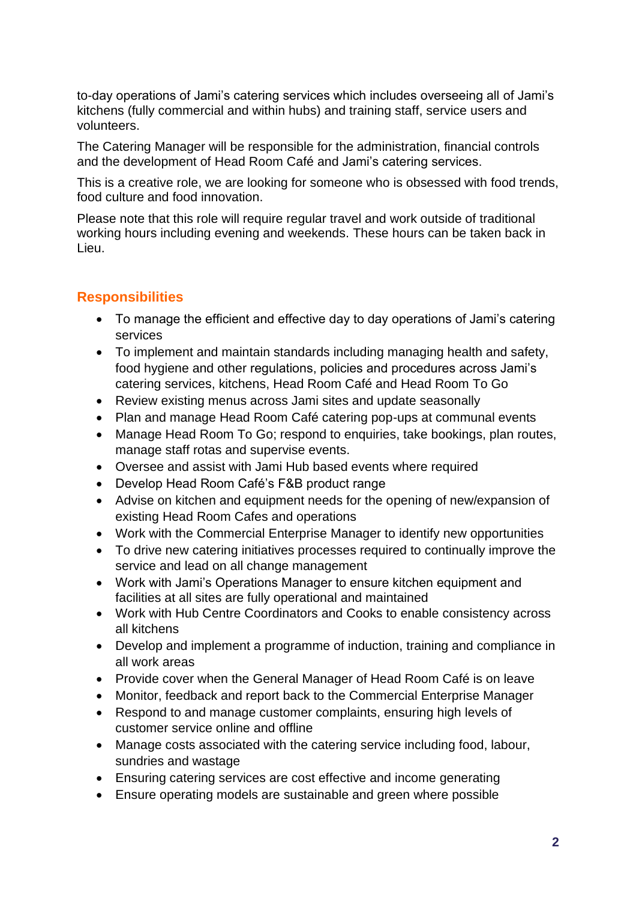to-day operations of Jami's catering services which includes overseeing all of Jami's kitchens (fully commercial and within hubs) and training staff, service users and volunteers.

The Catering Manager will be responsible for the administration, financial controls and the development of Head Room Café and Jami's catering services.

This is a creative role, we are looking for someone who is obsessed with food trends, food culture and food innovation.

Please note that this role will require regular travel and work outside of traditional working hours including evening and weekends. These hours can be taken back in Lieu.

## Responsibilities

- To manage the efficient and effective day to day operations of Jami's catering services
- To implement and maintain standards including managing health and safety, food hygiene and other regulations, policies and procedures across Jami's catering services, kitchens, Head Room Café and Head Room To Go
- Review existing menus across Jami sites and update seasonally
- Plan and manage Head Room Café catering pop-ups at communal events
- Manage Head Room To Go; respond to enquiries, take bookings, plan routes, manage staff rotas and supervise events.
- Oversee and assist with Jami Hub based events where required
- Develop Head Room Café's F&B product range
- Advise on kitchen and equipment needs for the opening of new/expansion of existing Head Room Cafes and operations
- Work with the Commercial Enterprise Manager to identify new opportunities
- To drive new catering initiatives processes required to continually improve the service and lead on all change management
- Work with Jami's Operations Manager to ensure kitchen equipment and facilities at all sites are fully operational and maintained
- Work with Hub Centre Coordinators and Cooks to enable consistency across all kitchens
- Develop and implement a programme of induction, training and compliance in all work areas
- Provide cover when the General Manager of Head Room Café is on leave
- Monitor, feedback and report back to the Commercial Enterprise Manager
- Respond to and manage customer complaints, ensuring high levels of customer service online and offline
- Manage costs associated with the catering service including food, labour, sundries and wastage
- Ensuring catering services are cost effective and income generating
- Ensure operating models are sustainable and green where possible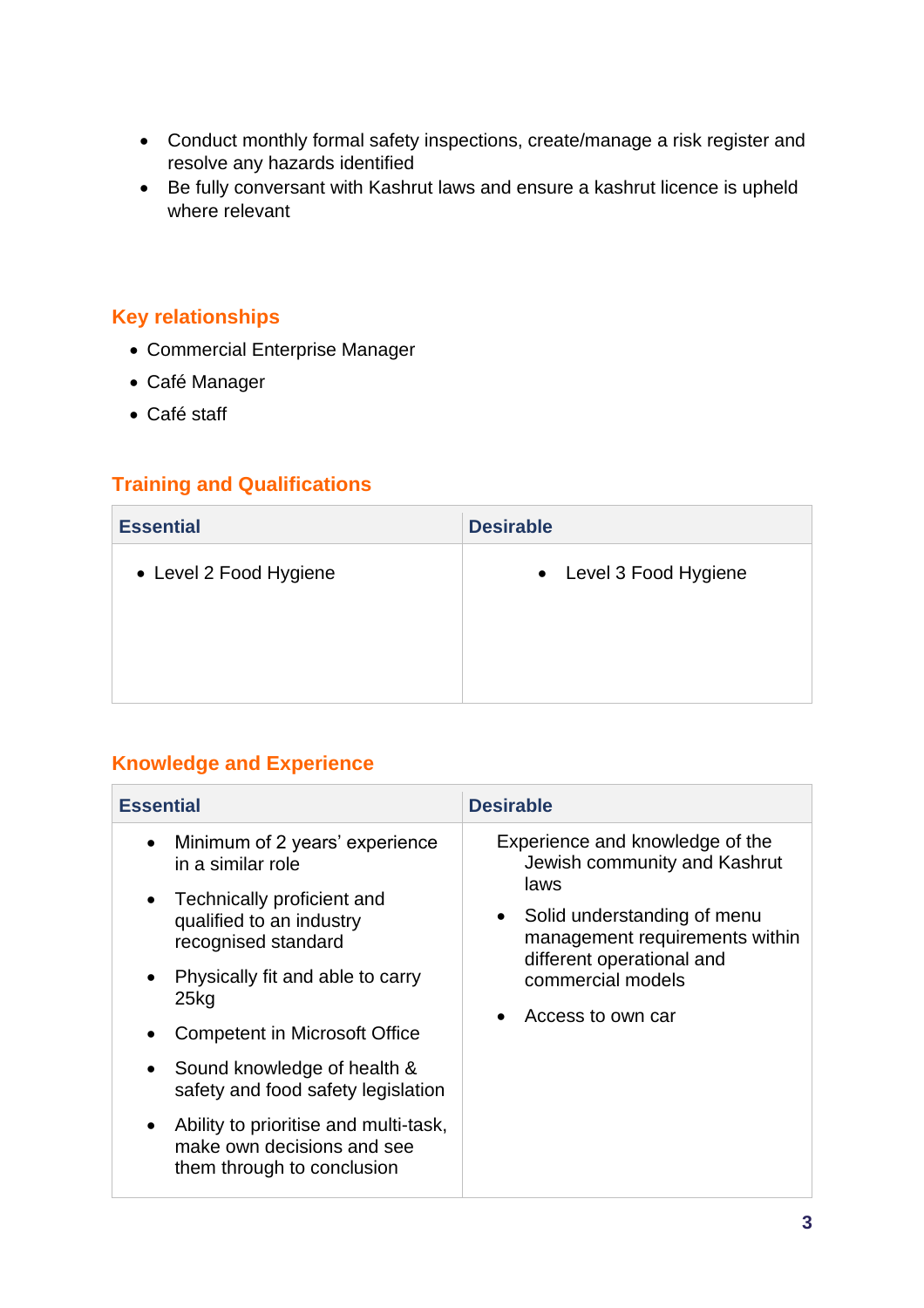- Conduct monthly formal safety inspections, create/manage a risk register and resolve any hazards identified
- Be fully conversant with Kashrut laws and ensure a kashrut licence is upheld where relevant

## Key relationships

- Commercial Enterprise Manager
- Café Manager
- Café staff

## Training and Qualifications

| Essential | Desirable |
|---|---|
| • Level 2 Food Hygiene | • Level 3 Food Hygiene |

## Knowledge and Experience

| Essential | Desirable |
|---|---|
| • Minimum of 2 years' experience in a similar role<br>• Technically proficient and qualified to an industry recognised standard<br>• Physically fit and able to carry 25kg<br>• Competent in Microsoft Office<br>• Sound knowledge of health & safety and food safety legislation<br>• Ability to prioritise and multi-task, make own decisions and see them through to conclusion | Experience and knowledge of the Jewish community and Kashrut laws<br>• Solid understanding of menu management requirements within different operational and commercial models<br>• Access to own car |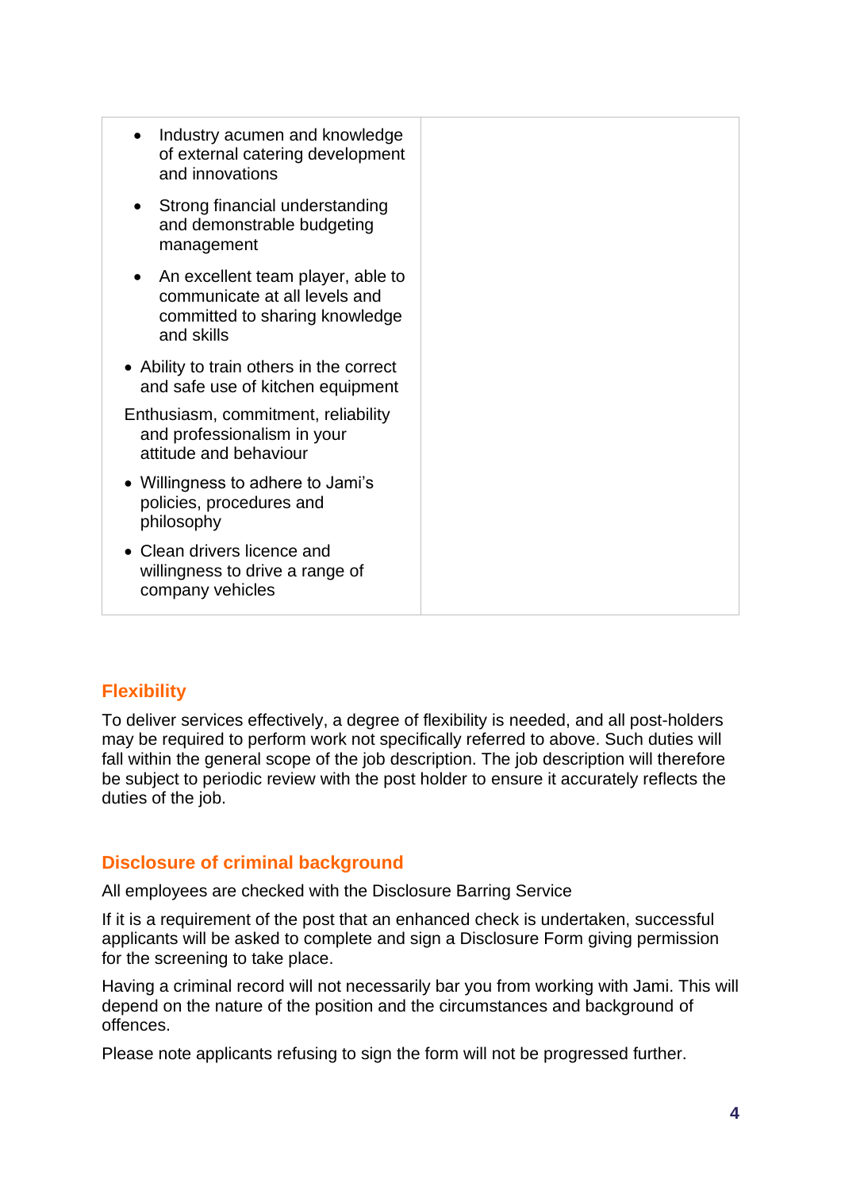| | |
|---|---|
| <ul><li>Industry acumen and knowledge of external catering development and innovations</li><li>Strong financial understanding and demonstrable budgeting management</li><li>An excellent team player, able to communicate at all levels and committed to sharing knowledge and skills</li><li>Ability to train others in the correct and safe use of kitchen equipment</li></ul>Enthusiasm, commitment, reliability and professionalism in your attitude and behaviour<ul><li>Willingness to adhere to Jami's policies, procedures and philosophy</li><li>Clean drivers licence and willingness to drive a range of company vehicles</li></ul> | |

## Flexibility

To deliver services effectively, a degree of flexibility is needed, and all post-holders may be required to perform work not specifically referred to above. Such duties will fall within the general scope of the job description. The job description will therefore be subject to periodic review with the post holder to ensure it accurately reflects the duties of the job.

## Disclosure of criminal background

All employees are checked with the Disclosure Barring Service

If it is a requirement of the post that an enhanced check is undertaken, successful applicants will be asked to complete and sign a Disclosure Form giving permission for the screening to take place.

Having a criminal record will not necessarily bar you from working with Jami. This will depend on the nature of the position and the circumstances and background of offences.

Please note applicants refusing to sign the form will not be progressed further.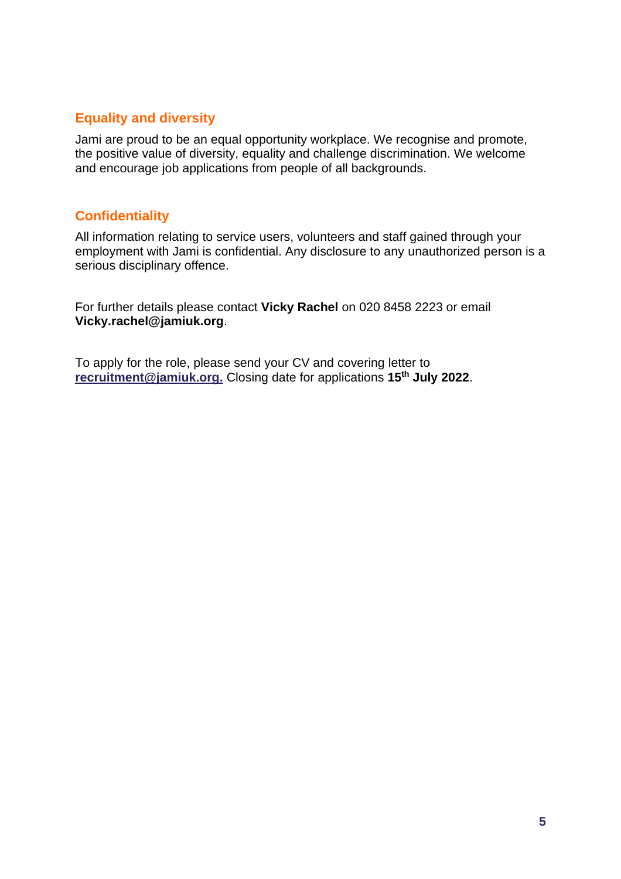## Equality and diversity

Jami are proud to be an equal opportunity workplace. We recognise and promote, the positive value of diversity, equality and challenge discrimination. We welcome and encourage job applications from people of all backgrounds.

## Confidentiality

All information relating to service users, volunteers and staff gained through your employment with Jami is confidential. Any disclosure to any unauthorized person is a serious disciplinary offence.

For further details please contact **Vicky Rachel** on 020 8458 2223 or email **Vicky.rachel@jamiuk.org**.

To apply for the role, please send your CV and covering letter to **recruitment@jamiuk.org.** Closing date for applications **15th July 2022**.